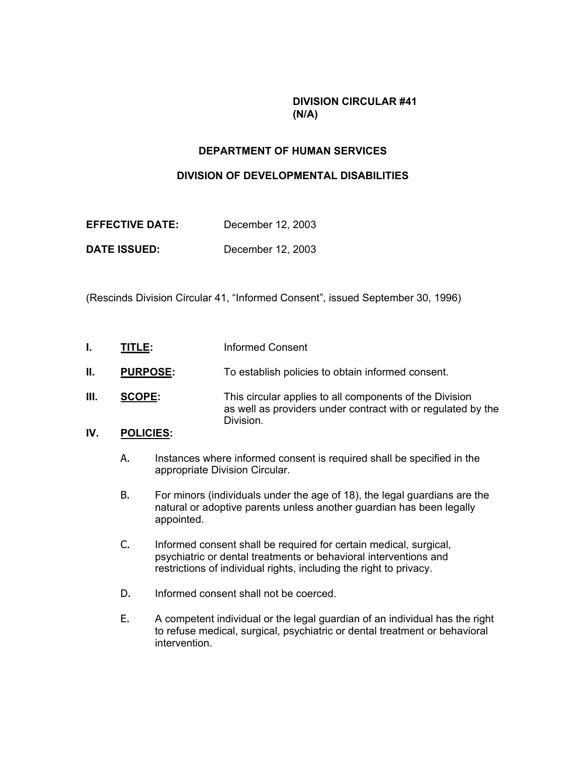**DIVISION CIRCULAR #41**
**(N/A)**

# DEPARTMENT OF HUMAN SERVICES

## DIVISION OF DEVELOPMENTAL DISABILITIES

**EFFECTIVE DATE:** December 12, 2003

**DATE ISSUED:** December 12, 2003

(Rescinds Division Circular 41, "Informed Consent", issued September 30, 1996)

**I. TITLE:** Informed Consent

**II. PURPOSE:** To establish policies to obtain informed consent.

**III. SCOPE:** This circular applies to all components of the Division as well as providers under contract with or regulated by the Division.

**IV. POLICIES:**

A. Instances where informed consent is required shall be specified in the appropriate Division Circular.

B. For minors (individuals under the age of 18), the legal guardians are the natural or adoptive parents unless another guardian has been legally appointed.

C. Informed consent shall be required for certain medical, surgical, psychiatric or dental treatments or behavioral interventions and restrictions of individual rights, including the right to privacy.

D. Informed consent shall not be coerced.

E. A competent individual or the legal guardian of an individual has the right to refuse medical, surgical, psychiatric or dental treatment or behavioral intervention.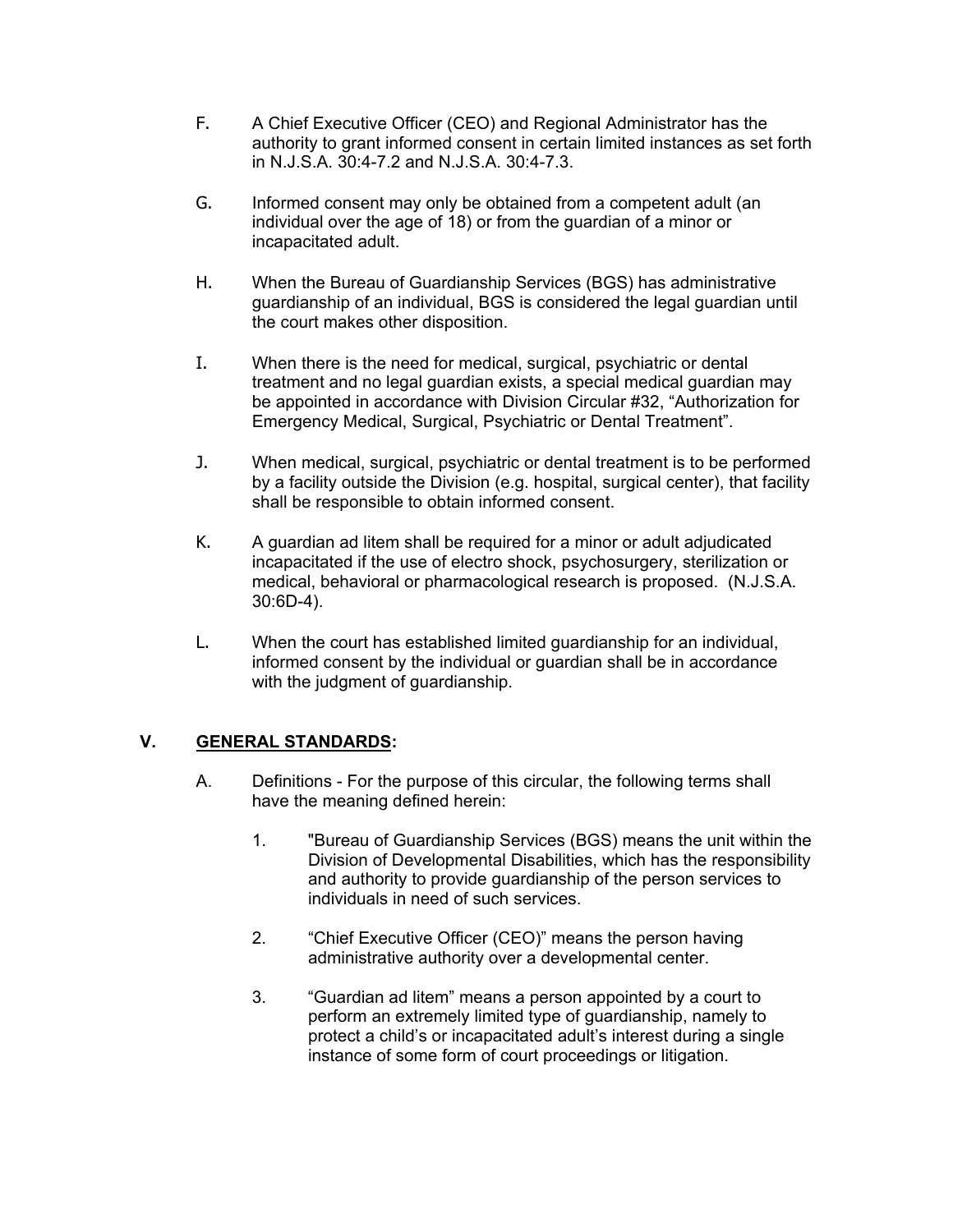F. A Chief Executive Officer (CEO) and Regional Administrator has the authority to grant informed consent in certain limited instances as set forth in N.J.S.A. 30:4-7.2 and N.J.S.A. 30:4-7.3.

G. Informed consent may only be obtained from a competent adult (an individual over the age of 18) or from the guardian of a minor or incapacitated adult.

H. When the Bureau of Guardianship Services (BGS) has administrative guardianship of an individual, BGS is considered the legal guardian until the court makes other disposition.

I. When there is the need for medical, surgical, psychiatric or dental treatment and no legal guardian exists, a special medical guardian may be appointed in accordance with Division Circular #32, "Authorization for Emergency Medical, Surgical, Psychiatric or Dental Treatment".

J. When medical, surgical, psychiatric or dental treatment is to be performed by a facility outside the Division (e.g. hospital, surgical center), that facility shall be responsible to obtain informed consent.

K. A guardian ad litem shall be required for a minor or adult adjudicated incapacitated if the use of electro shock, psychosurgery, sterilization or medical, behavioral or pharmacological research is proposed. (N.J.S.A. 30:6D-4).

L. When the court has established limited guardianship for an individual, informed consent by the individual or guardian shall be in accordance with the judgment of guardianship.

## V. GENERAL STANDARDS:

A. Definitions - For the purpose of this circular, the following terms shall have the meaning defined herein:

1. "Bureau of Guardianship Services (BGS) means the unit within the Division of Developmental Disabilities, which has the responsibility and authority to provide guardianship of the person services to individuals in need of such services.

2. "Chief Executive Officer (CEO)" means the person having administrative authority over a developmental center.

3. "Guardian ad litem" means a person appointed by a court to perform an extremely limited type of guardianship, namely to protect a child's or incapacitated adult's interest during a single instance of some form of court proceedings or litigation.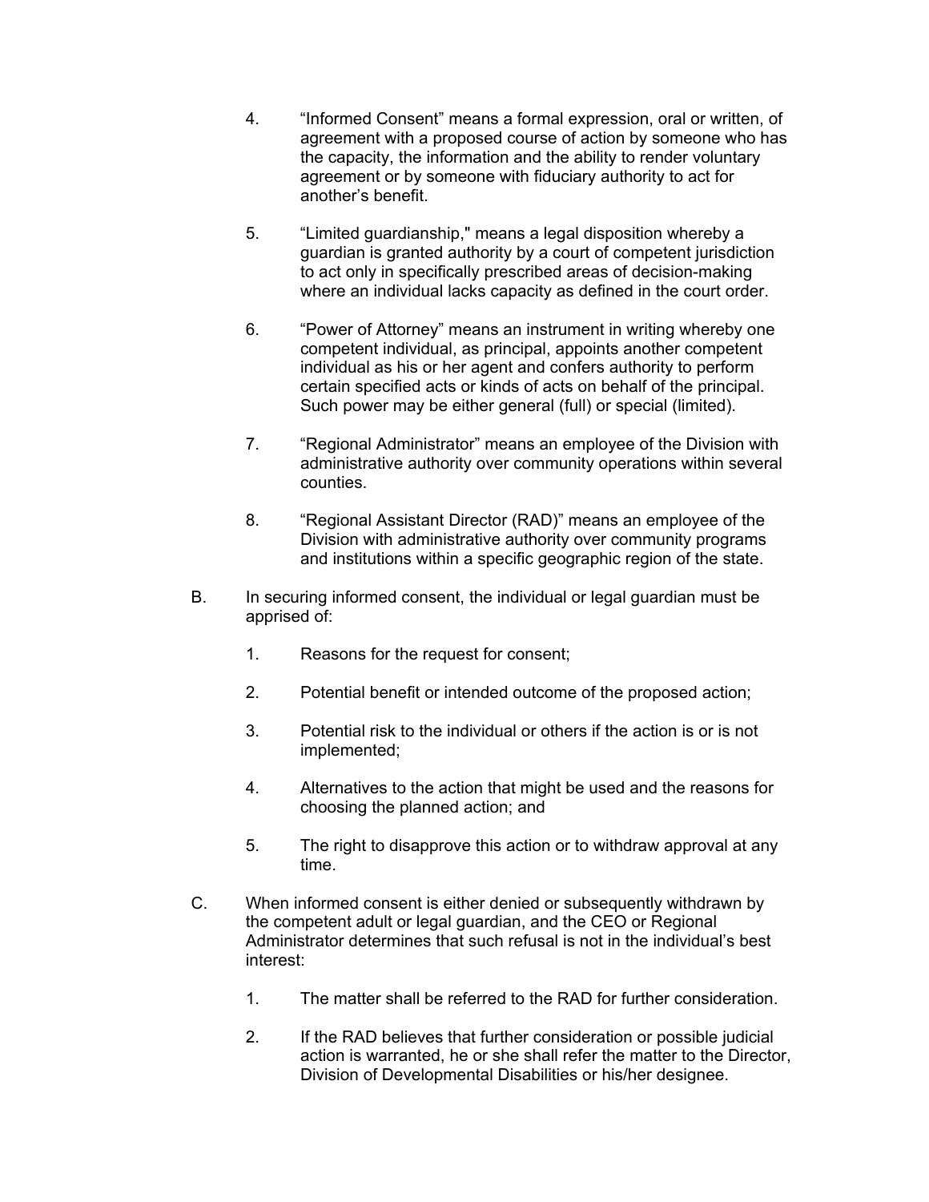4. “Informed Consent” means a formal expression, oral or written, of agreement with a proposed course of action by someone who has the capacity, the information and the ability to render voluntary agreement or by someone with fiduciary authority to act for another’s benefit.

5. “Limited guardianship," means a legal disposition whereby a guardian is granted authority by a court of competent jurisdiction to act only in specifically prescribed areas of decision-making where an individual lacks capacity as defined in the court order.

6. “Power of Attorney” means an instrument in writing whereby one competent individual, as principal, appoints another competent individual as his or her agent and confers authority to perform certain specified acts or kinds of acts on behalf of the principal. Such power may be either general (full) or special (limited).

7. “Regional Administrator” means an employee of the Division with administrative authority over community operations within several counties.

8. “Regional Assistant Director (RAD)” means an employee of the Division with administrative authority over community programs and institutions within a specific geographic region of the state.

B. In securing informed consent, the individual or legal guardian must be apprised of:

   1. Reasons for the request for consent;

   2. Potential benefit or intended outcome of the proposed action;

   3. Potential risk to the individual or others if the action is or is not implemented;

   4. Alternatives to the action that might be used and the reasons for choosing the planned action; and

   5. The right to disapprove this action or to withdraw approval at any time.

C. When informed consent is either denied or subsequently withdrawn by the competent adult or legal guardian, and the CEO or Regional Administrator determines that such refusal is not in the individual’s best interest:

   1. The matter shall be referred to the RAD for further consideration.

   2. If the RAD believes that further consideration or possible judicial action is warranted, he or she shall refer the matter to the Director, Division of Developmental Disabilities or his/her designee.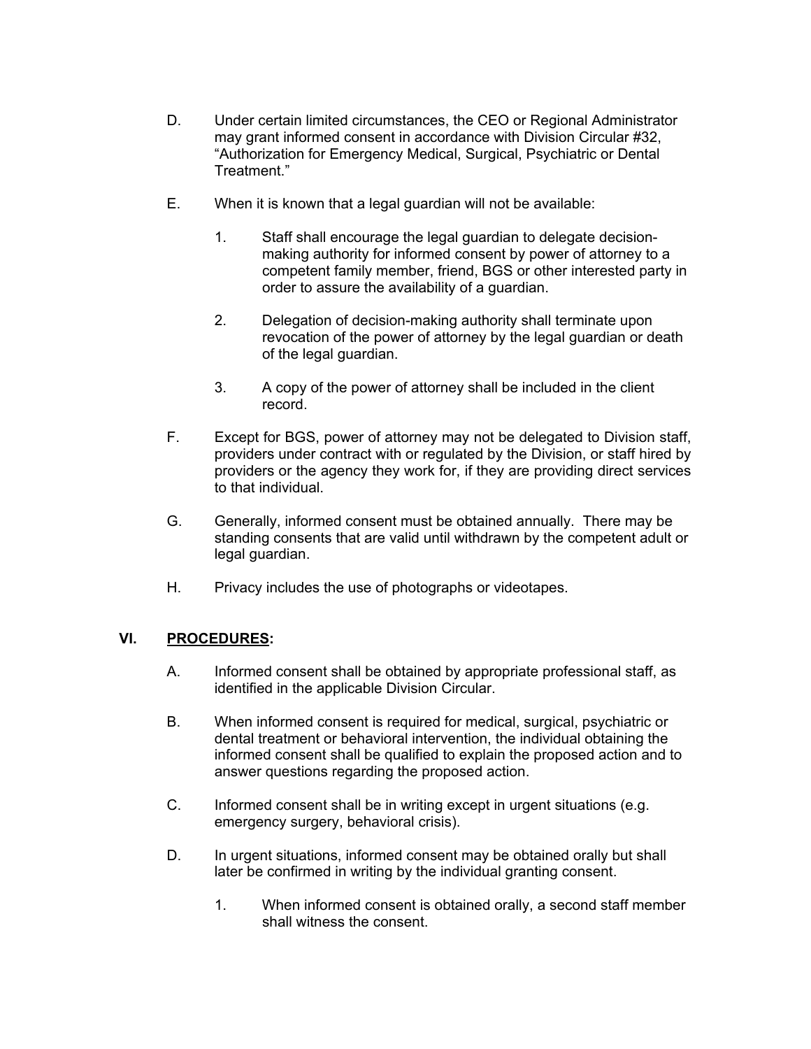D. Under certain limited circumstances, the CEO or Regional Administrator may grant informed consent in accordance with Division Circular #32, "Authorization for Emergency Medical, Surgical, Psychiatric or Dental Treatment."

E. When it is known that a legal guardian will not be available:

   1. Staff shall encourage the legal guardian to delegate decision-making authority for informed consent by power of attorney to a competent family member, friend, BGS or other interested party in order to assure the availability of a guardian.

   2. Delegation of decision-making authority shall terminate upon revocation of the power of attorney by the legal guardian or death of the legal guardian.

   3. A copy of the power of attorney shall be included in the client record.

F. Except for BGS, power of attorney may not be delegated to Division staff, providers under contract with or regulated by the Division, or staff hired by providers or the agency they work for, if they are providing direct services to that individual.

G. Generally, informed consent must be obtained annually. There may be standing consents that are valid until withdrawn by the competent adult or legal guardian.

H. Privacy includes the use of photographs or videotapes.

## VI. <u>PROCEDURES</u>:

A. Informed consent shall be obtained by appropriate professional staff, as identified in the applicable Division Circular.

B. When informed consent is required for medical, surgical, psychiatric or dental treatment or behavioral intervention, the individual obtaining the informed consent shall be qualified to explain the proposed action and to answer questions regarding the proposed action.

C. Informed consent shall be in writing except in urgent situations (e.g. emergency surgery, behavioral crisis).

D. In urgent situations, informed consent may be obtained orally but shall later be confirmed in writing by the individual granting consent.

   1. When informed consent is obtained orally, a second staff member shall witness the consent.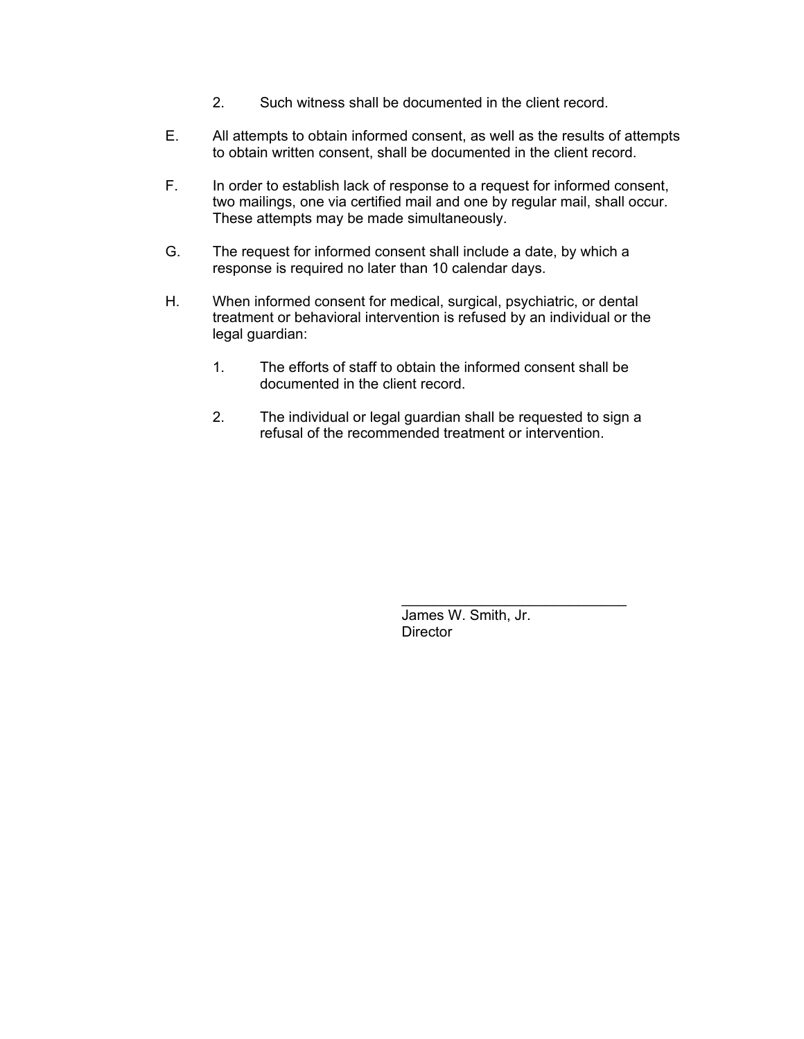2. Such witness shall be documented in the client record.

E. All attempts to obtain informed consent, as well as the results of attempts to obtain written consent, shall be documented in the client record.

F. In order to establish lack of response to a request for informed consent, two mailings, one via certified mail and one by regular mail, shall occur. These attempts may be made simultaneously.

G. The request for informed consent shall include a date, by which a response is required no later than 10 calendar days.

H. When informed consent for medical, surgical, psychiatric, or dental treatment or behavioral intervention is refused by an individual or the legal guardian:

1. The efforts of staff to obtain the informed consent shall be documented in the client record.

2. The individual or legal guardian shall be requested to sign a refusal of the recommended treatment or intervention.

\_\_\_\_\_\_\_\_\_\_\_\_\_\_\_\_\_\_\_\_\_\_\_\_\_\_\_\_\_\_
James W. Smith, Jr.
Director